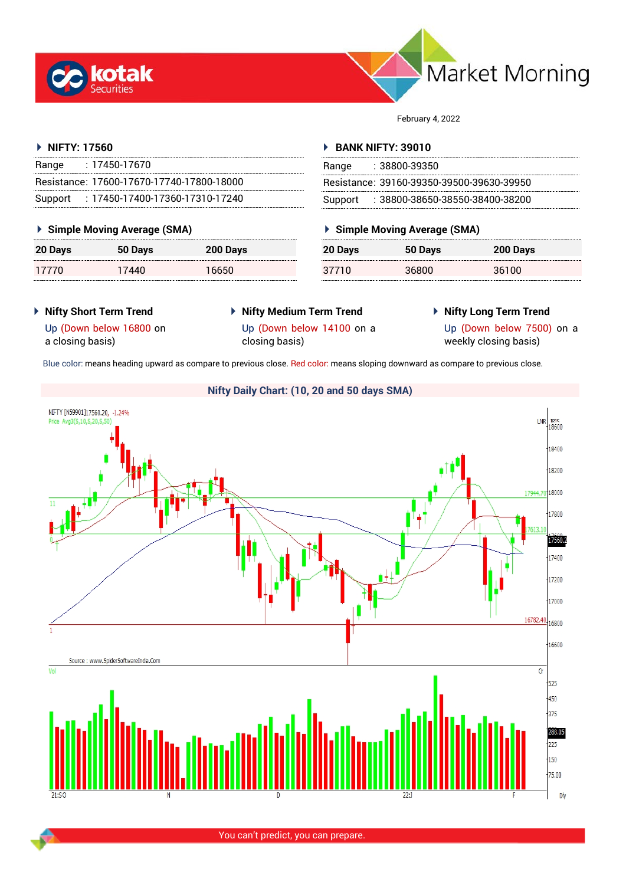# Market Morning

February 4, 2022

## NIFTY: 17560

| | |
|---|---|
| Range | : 17450-17670 |
| Resistance: | 17600-17670-17740-17800-18000 |
| Support | : 17450-17400-17360-17310-17240 |

### Simple Moving Average (SMA)

| 20 Days | 50 Days | 200 Days |
|---|---|---|
| 17770 | 17440 | 16650 |

## BANK NIFTY: 39010

| | |
|---|---|
| Range | : 38800-39350 |
| Resistance: | 39160-39350-39500-39630-39950 |
| Support | : 38800-38650-38550-38400-38200 |

### Simple Moving Average (SMA)

| 20 Days | 50 Days | 200 Days |
|---|---|---|
| 37710 | 36800 | 36100 |

### Nifty Short Term Trend

Up (Down below 16800 on a closing basis)

### Nifty Medium Term Trend

Up (Down below 14100 on a closing basis)

### Nifty Long Term Trend

Up (Down below 7500) on a weekly closing basis)

Blue color: means heading upward as compare to previous close. Red color: means sloping downward as compare to previous close.

### Nifty Daily Chart: (10, 20 and 50 days SMA)

NIFTY [N59901]17560.20, -1.24%
Price Avg3(5,10,5,20,5,50)
Source : www.SpiderSoftwareIndia.Com
17944.70
17613.10
17560.2
16782.40
18600 18400 18200 18000 17800 17400 17200 17000 16800 16600
Vol
Cr
525 450 375 288.05 225 150 75.00
21:SO N D 22:J F
Dly

You can't predict, you can prepare.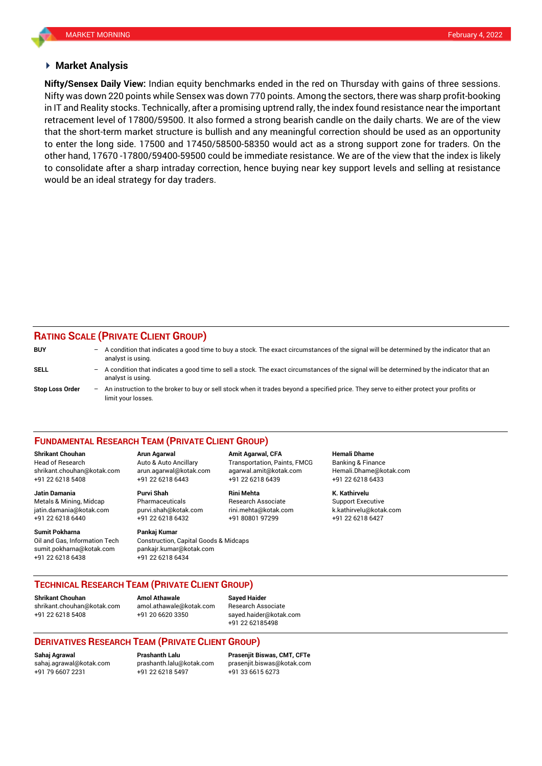## Market Analysis

**Nifty/Sensex Daily View:** Indian equity benchmarks ended in the red on Thursday with gains of three sessions. Nifty was down 220 points while Sensex was down 770 points. Among the sectors, there was sharp profit-booking in IT and Reality stocks. Technically, after a promising uptrend rally, the index found resistance near the important retracement level of 17800/59500. It also formed a strong bearish candle on the daily charts. We are of the view that the short-term market structure is bullish and any meaningful correction should be used as an opportunity to enter the long side. 17500 and 17450/58500-58350 would act as a strong support zone for traders. On the other hand, 17670 -17800/59400-59500 could be immediate resistance. We are of the view that the index is likely to consolidate after a sharp intraday correction, hence buying near key support levels and selling at resistance would be an ideal strategy for day traders.

## RATING SCALE (PRIVATE CLIENT GROUP)

**BUY** – A condition that indicates a good time to buy a stock. The exact circumstances of the signal will be determined by the indicator that an analyst is using.

**SELL** – A condition that indicates a good time to sell a stock. The exact circumstances of the signal will be determined by the indicator that an analyst is using.

**Stop Loss Order** – An instruction to the broker to buy or sell stock when it trades beyond a specified price. They serve to either protect your profits or limit your losses.

## FUNDAMENTAL RESEARCH TEAM (PRIVATE CLIENT GROUP)

**Shrikant Chouhan**
Head of Research
shrikant.chouhan@kotak.com
+91 22 6218 5408

**Arun Agarwal**
Auto & Auto Ancillary
arun.agarwal@kotak.com
+91 22 6218 6443

**Amit Agarwal, CFA**
Transportation, Paints, FMCG
agarwal.amit@kotak.com
+91 22 6218 6439

**Hemali Dhame**
Banking & Finance
Hemali.Dhame@kotak.com
+91 22 6218 6433

**Jatin Damania**
Metals & Mining, Midcap
jatin.damania@kotak.com
+91 22 6218 6440

**Purvi Shah**
Pharmaceuticals
purvi.shah@kotak.com
+91 22 6218 6432

**Rini Mehta**
Research Associate
rini.mehta@kotak.com
+91 80801 97299

**K. Kathirvelu**
Support Executive
k.kathirvelu@kotak.com
+91 22 6218 6427

**Sumit Pokharna**
Oil and Gas, Information Tech
sumit.pokharna@kotak.com
+91 22 6218 6438

**Pankaj Kumar**
Construction, Capital Goods & Midcaps
pankajr.kumar@kotak.com
+91 22 6218 6434

## TECHNICAL RESEARCH TEAM (PRIVATE CLIENT GROUP)

**Shrikant Chouhan**
shrikant.chouhan@kotak.com
+91 22 6218 5408

**Amol Athawale**
amol.athawale@kotak.com
+91 20 6620 3350

**Sayed Haider**
Research Associate
sayed.haider@kotak.com
+91 22 62185498

## DERIVATIVES RESEARCH TEAM (PRIVATE CLIENT GROUP)

**Sahaj Agrawal**
sahaj.agrawal@kotak.com
+91 79 6607 2231

**Prashanth Lalu**
prashanth.lalu@kotak.com
+91 22 6218 5497

**Prasenjit Biswas, CMT, CFTe**
prasenjit.biswas@kotak.com
+91 33 6615 6273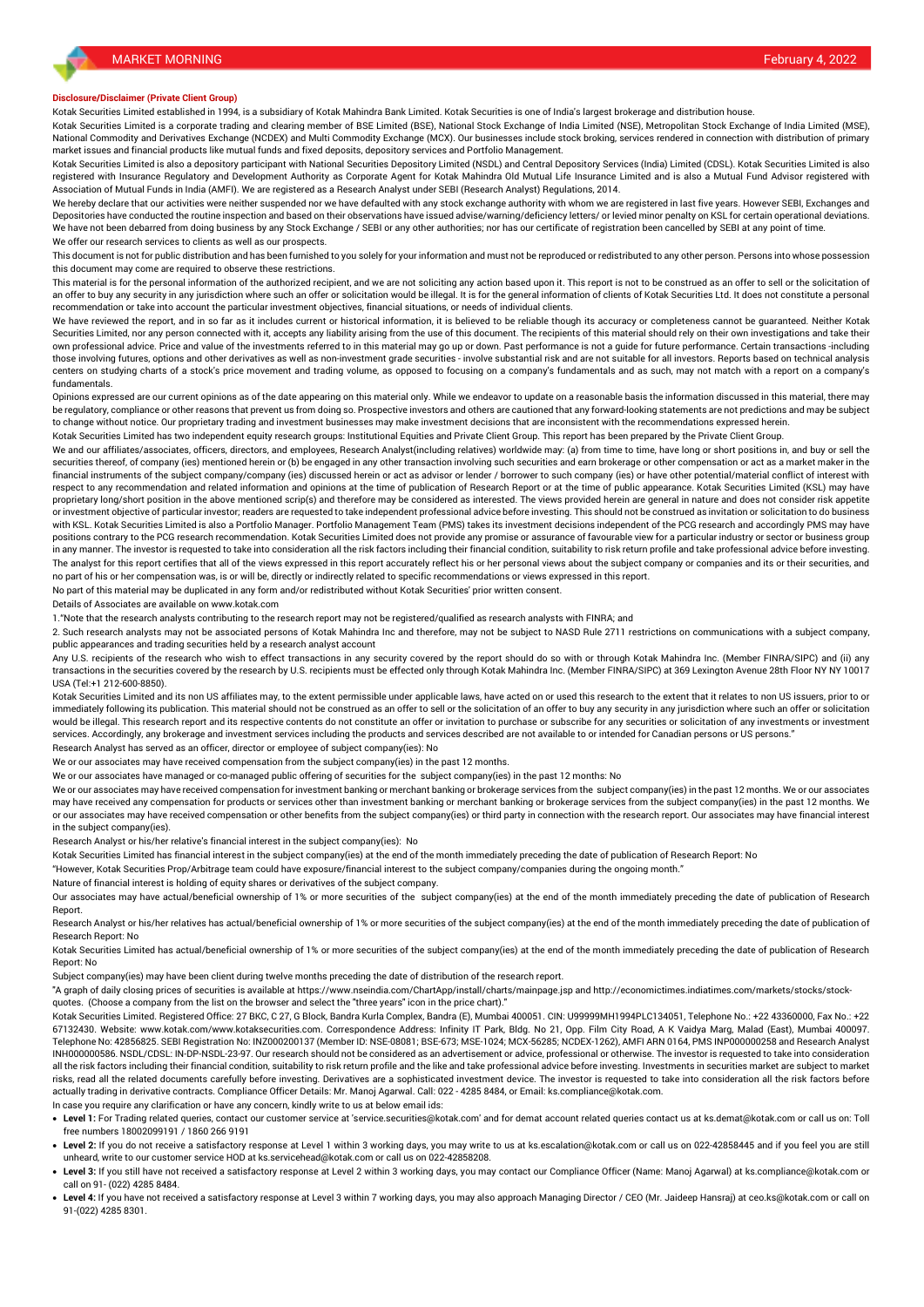**Disclosure/Disclaimer (Private Client Group)**

Kotak Securities Limited established in 1994, is a subsidiary of Kotak Mahindra Bank Limited. Kotak Securities is one of India's largest brokerage and distribution house.

Kotak Securities Limited is a corporate trading and clearing member of BSE Limited (BSE), National Stock Exchange of India Limited (NSE), Metropolitan Stock Exchange of India Limited (MSE), National Commodity and Derivatives Exchange (NCDEX) and Multi Commodity Exchange (MCX). Our businesses include stock broking, services rendered in connection with distribution of primary market issues and financial products like mutual funds and fixed deposits, depository services and Portfolio Management.

Kotak Securities Limited is also a depository participant with National Securities Depository Limited (NSDL) and Central Depository Services (India) Limited (CDSL). Kotak Securities Limited is also registered with Insurance Regulatory and Development Authority as Corporate Agent for Kotak Mahindra Old Mutual Life Insurance Limited and is also a Mutual Fund Advisor registered with Association of Mutual Funds in India (AMFI). We are registered as a Research Analyst under SEBI (Research Analyst) Regulations, 2014.

We hereby declare that our activities were neither suspended nor we have defaulted with any stock exchange authority with whom we are registered in last five years. However SEBI, Exchanges and Depositories have conducted the routine inspection and based on their observations have issued advise/warning/deficiency letters/ or levied minor penalty on KSL for certain operational deviations. We have not been debarred from doing business by any Stock Exchange / SEBI or any other authorities; nor has our certificate of registration been cancelled by SEBI at any point of time.

We offer our research services to clients as well as our prospects.

This document is not for public distribution and has been furnished to you solely for your information and must not be reproduced or redistributed to any other person. Persons into whose possession this document may come are required to observe these restrictions.

This material is for the personal information of the authorized recipient, and we are not soliciting any action based upon it. This report is not to be construed as an offer to sell or the solicitation of an offer to buy any security in any jurisdiction where such an offer or solicitation would be illegal. It is for the general information of clients of Kotak Securities Ltd. It does not constitute a personal recommendation or take into account the particular investment objectives, financial situations, or needs of individual clients.

We have reviewed the report, and in so far as it includes current or historical information, it is believed to be reliable though its accuracy or completeness cannot be guaranteed. Neither Kotak Securities Limited, nor any person connected with it, accepts any liability arising from the use of this document. The recipients of this material should rely on their own investigations and take their own professional advice. Price and value of the investments referred to in this material may go up or down. Past performance is not a guide for future performance. Certain transactions -including those involving futures, options and other derivatives as well as non-investment grade securities - involve substantial risk and are not suitable for all investors. Reports based on technical analysis centers on studying charts of a stock's price movement and trading volume, as opposed to focusing on a company's fundamentals and as such, may not match with a report on a company's fundamentals.

Opinions expressed are our current opinions as of the date appearing on this material only. While we endeavor to update on a reasonable basis the information discussed in this material, there may be regulatory, compliance or other reasons that prevent us from doing so. Prospective investors and others are cautioned that any forward-looking statements are not predictions and may be subject to change without notice. Our proprietary trading and investment businesses may make investment decisions that are inconsistent with the recommendations expressed herein.

Kotak Securities Limited has two independent equity research groups: Institutional Equities and Private Client Group. This report has been prepared by the Private Client Group.

We and our affiliates/associates, officers, directors, and employees, Research Analyst(including relatives) worldwide may: (a) from time to time, have long or short positions in, and buy or sell the securities thereof, of company (ies) mentioned herein or (b) be engaged in any other transaction involving such securities and earn brokerage or other compensation or act as a market maker in the financial instruments of the subject company/company (ies) discussed herein or act as advisor or lender / borrower to such company (ies) or have other potential/material conflict of interest with respect to any recommendation and related information and opinions at the time of publication of Research Report or at the time of public appearance. Kotak Securities Limited (KSL) may have proprietary long/short position in the above mentioned scrip(s) and therefore may be considered as interested. The views provided herein are general in nature and does not consider risk appetite or investment objective of particular investor; readers are requested to take independent professional advice before investing. This should not be construed as invitation or solicitation to do business with KSL. Kotak Securities Limited is also a Portfolio Manager. Portfolio Management Team (PMS) takes its investment decisions independent of the PCG research and accordingly PMS may have positions contrary to the PCG research recommendation. Kotak Securities Limited does not provide any promise or assurance of favourable view for a particular industry or sector or business group in any manner. The investor is requested to take into consideration all the risk factors including their financial condition, suitability to risk return profile and take professional advice before investing.

The analyst for this report certifies that all of the views expressed in this report accurately reflect his or her personal views about the subject company or companies and its or their securities, and no part of his or her compensation was, is or will be, directly or indirectly related to specific recommendations or views expressed in this report.

No part of this material may be duplicated in any form and/or redistributed without Kotak Securities' prior written consent.

Details of Associates are available on www.kotak.com

1."Note that the research analysts contributing to the research report may not be registered/qualified as research analysts with FINRA; and

2. Such research analysts may not be associated persons of Kotak Mahindra Inc and therefore, may not be subject to NASD Rule 2711 restrictions on communications with a subject company, public appearances and trading securities held by a research analyst account

Any U.S. recipients of the research who wish to effect transactions in any security covered by the report should do so with or through Kotak Mahindra Inc. (Member FINRA/SIPC) and (ii) any transactions in the securities covered by the research by U.S. recipients must be effected only through Kotak Mahindra Inc. (Member FINRA/SIPC) at 369 Lexington Avenue 28th Floor NY NY 10017 USA (Tel:+1 212-600-8850).

Kotak Securities Limited and its non US affiliates may, to the extent permissible under applicable laws, have acted on or used this research to the extent that it relates to non US issuers, prior to or immediately following its publication. This material should not be construed as an offer to sell or the solicitation of an offer to buy any security in any jurisdiction where such an offer or solicitation would be illegal. This research report and its respective contents do not constitute an offer or invitation to purchase or subscribe for any securities or solicitation of any investments or investment services. Accordingly, any brokerage and investment services including the products and services described are not available to or intended for Canadian persons or US persons."

Research Analyst has served as an officer, director or employee of subject company(ies): No

We or our associates may have received compensation from the subject company(ies) in the past 12 months.

We or our associates have managed or co-managed public offering of securities for the subject company(ies) in the past 12 months: No

We or our associates may have received compensation for investment banking or merchant banking or brokerage services from the subject company(ies) in the past 12 months. We or our associates may have received any compensation for products or services other than investment banking or merchant banking or brokerage services from the subject company(ies) in the past 12 months. We or our associates may have received compensation or other benefits from the subject company(ies) or third party in connection with the research report. Our associates may have financial interest in the subject company(ies).

Research Analyst or his/her relative's financial interest in the subject company(ies): No

Kotak Securities Limited has financial interest in the subject company(ies) at the end of the month immediately preceding the date of publication of Research Report: No

"However, Kotak Securities Prop/Arbitrage team could have exposure/financial interest to the subject company/companies during the ongoing month."

Nature of financial interest is holding of equity shares or derivatives of the subject company.

Our associates may have actual/beneficial ownership of 1% or more securities of the subject company(ies) at the end of the month immediately preceding the date of publication of Research Report.

Research Analyst or his/her relatives has actual/beneficial ownership of 1% or more securities of the subject company(ies) at the end of the month immediately preceding the date of publication of Research Report: No

Kotak Securities Limited has actual/beneficial ownership of 1% or more securities of the subject company(ies) at the end of the month immediately preceding the date of publication of Research Report: No

Subject company(ies) may have been client during twelve months preceding the date of distribution of the research report.

"A graph of daily closing prices of securities is available at https://www.nseindia.com/ChartApp/install/charts/mainpage.jsp and http://economictimes.indiatimes.com/markets/stocks/stock-quotes. (Choose a company from the list on the browser and select the "three years" icon in the price chart)."

Kotak Securities Limited. Registered Office: 27 BKC, C 27, G Block, Bandra Kurla Complex, Bandra (E), Mumbai 400051. CIN: U99999MH1994PLC134051, Telephone No.: +22 43360000, Fax No.: +22 67132430. Website: www.kotak.com/www.kotaksecurities.com. Correspondence Address: Infinity IT Park, Bldg. No 21, Opp. Film City Road, A K Vaidya Marg, Malad (East), Mumbai 400097. Telephone No: 42856825. SEBI Registration No: INZ000200137 (Member ID: NSE-08081; BSE-673; MSE-1024; MCX-56285; NCDEX-1262), AMFI ARN 0164, PMS INP000000258 and Research Analyst INH000000586. NSDL/CDSL: IN-DP-NSDL-23-97. Our research should not be considered as an advertisement or advice, professional or otherwise. The investor is requested to take into consideration all the risk factors including their financial condition, suitability to risk return profile and the like and take professional advice before investing. Investments in securities market are subject to market risks, read all the related documents carefully before investing. Derivatives are a sophisticated investment device. The investor is requested to take into consideration all the risk factors before actually trading in derivative contracts. Compliance Officer Details: Mr. Manoj Agarwal. Call: 022 - 4285 8484, or Email: ks.compliance@kotak.com.

In case you require any clarification or have any concern, kindly write to us at below email ids:

- **Level 1:** For Trading related queries, contact our customer service at 'service.securities@kotak.com' and for demat account related queries contact us at ks.demat@kotak.com or call us on: Toll free numbers 18002099191 / 1860 266 9191
- **Level 2:** If you do not receive a satisfactory response at Level 1 within 3 working days, you may write to us at ks.escalation@kotak.com or call us on 022-42858445 and if you feel you are still unheard, write to our customer service HOD at ks.servicehead@kotak.com or call us on 022-42858208.
- **Level 3:** If you still have not received a satisfactory response at Level 2 within 3 working days, you may contact our Compliance Officer (Name: Manoj Agarwal) at ks.compliance@kotak.com or call on 91- (022) 4285 8484.
- **Level 4:** If you have not received a satisfactory response at Level 3 within 7 working days, you may also approach Managing Director / CEO (Mr. Jaideep Hansraj) at ceo.ks@kotak.com or call on 91-(022) 4285 8301.